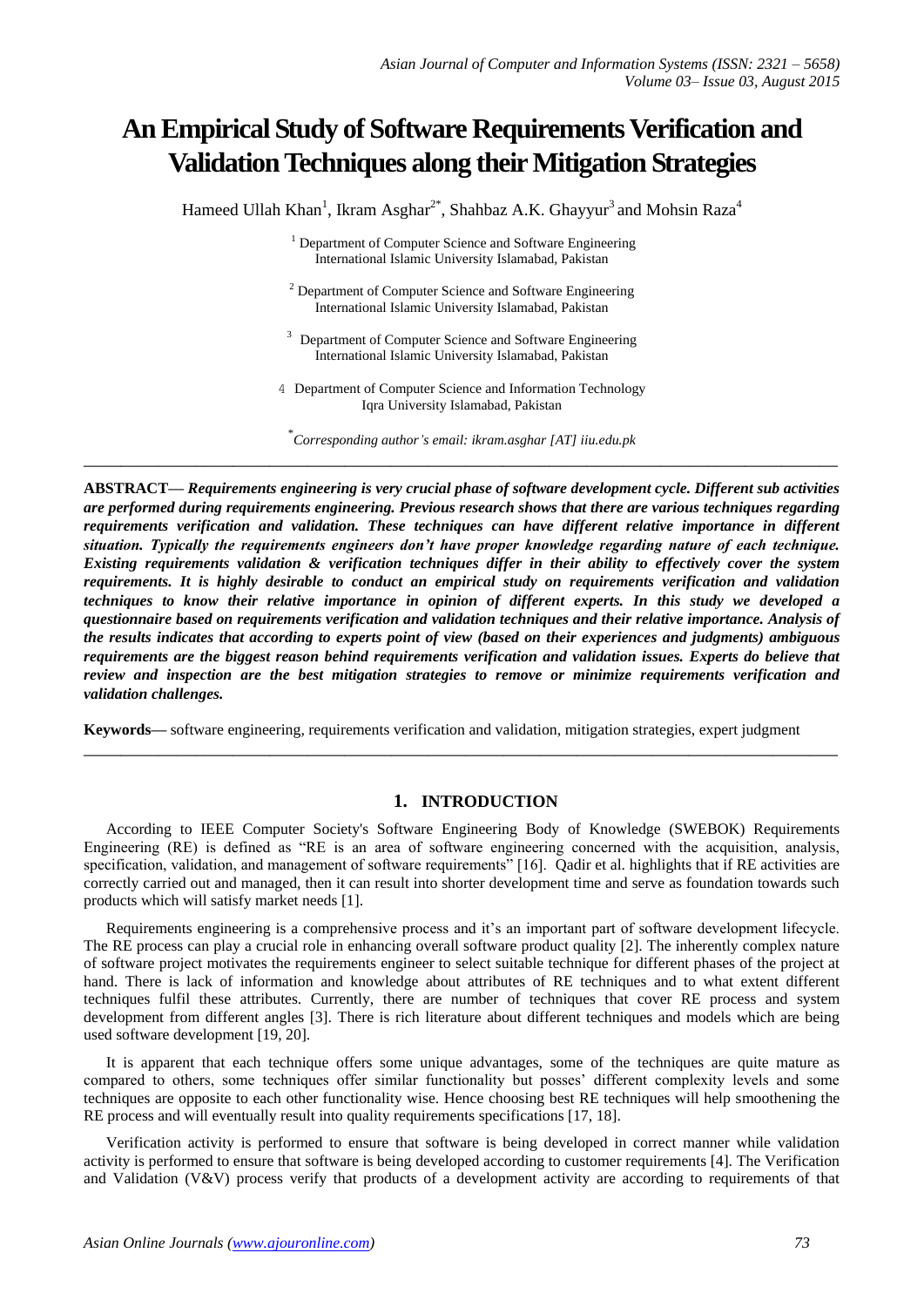# An Empirical Study of Software Requirements Verification and Validation Techniques along their Mitigation Strategies

Hameed Ullah Khan[1], Ikram Asghar[2*], Shahbaz A.K. Ghayyur[3] and Mohsin Raza[4]

[1] Department of Computer Science and Software Engineering
International Islamic University Islamabad, Pakistan

[2] Department of Computer Science and Software Engineering
International Islamic University Islamabad, Pakistan

[3] Department of Computer Science and Software Engineering
International Islamic University Islamabad, Pakistan

[4] Department of Computer Science and Information Technology
Iqra University Islamabad, Pakistan

[*] *Corresponding author's email: ikram.asghar [AT] iiu.edu.pk*

---

**ABSTRACT—** ***Requirements engineering is very crucial phase of software development cycle. Different sub activities are performed during requirements engineering. Previous research shows that there are various techniques regarding requirements verification and validation. These techniques can have different relative importance in different situation. Typically the requirements engineers don't have proper knowledge regarding nature of each technique. Existing requirements validation & verification techniques differ in their ability to effectively cover the system requirements. It is highly desirable to conduct an empirical study on requirements verification and validation techniques to know their relative importance in opinion of different experts. In this study we developed a questionnaire based on requirements verification and validation techniques and their relative importance. Analysis of the results indicates that according to experts point of view (based on their experiences and judgments) ambiguous requirements are the biggest reason behind requirements verification and validation issues. Experts do believe that review and inspection are the best mitigation strategies to remove or minimize requirements verification and validation challenges.***

**Keywords—** software engineering, requirements verification and validation, mitigation strategies, expert judgment

---

## 1. INTRODUCTION

According to IEEE Computer Society's Software Engineering Body of Knowledge (SWEBOK) Requirements Engineering (RE) is defined as "RE is an area of software engineering concerned with the acquisition, analysis, specification, validation, and management of software requirements" [16]. Qadir et al. highlights that if RE activities are correctly carried out and managed, then it can result into shorter development time and serve as foundation towards such products which will satisfy market needs [1].

Requirements engineering is a comprehensive process and it's an important part of software development lifecycle. The RE process can play a crucial role in enhancing overall software product quality [2]. The inherently complex nature of software project motivates the requirements engineer to select suitable technique for different phases of the project at hand. There is lack of information and knowledge about attributes of RE techniques and to what extent different techniques fulfil these attributes. Currently, there are number of techniques that cover RE process and system development from different angles [3]. There is rich literature about different techniques and models which are being used software development [19, 20].

It is apparent that each technique offers some unique advantages, some of the techniques are quite mature as compared to others, some techniques offer similar functionality but posses' different complexity levels and some techniques are opposite to each other functionality wise. Hence choosing best RE techniques will help smoothening the RE process and will eventually result into quality requirements specifications [17, 18].

Verification activity is performed to ensure that software is being developed in correct manner while validation activity is performed to ensure that software is being developed according to customer requirements [4]. The Verification and Validation (V&V) process verify that products of a development activity are according to requirements of that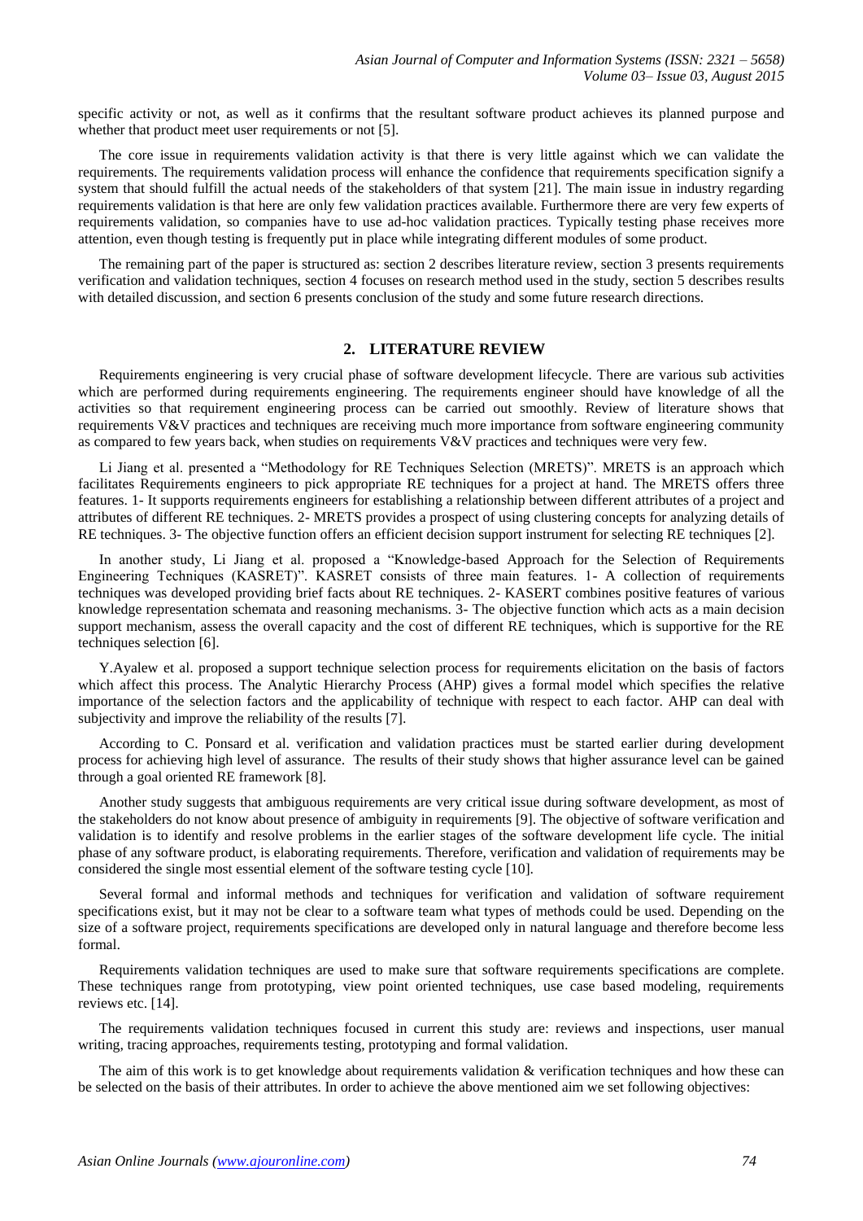specific activity or not, as well as it confirms that the resultant software product achieves its planned purpose and whether that product meet user requirements or not [5].

The core issue in requirements validation activity is that there is very little against which we can validate the requirements. The requirements validation process will enhance the confidence that requirements specification signify a system that should fulfill the actual needs of the stakeholders of that system [21]. The main issue in industry regarding requirements validation is that here are only few validation practices available. Furthermore there are very few experts of requirements validation, so companies have to use ad-hoc validation practices. Typically testing phase receives more attention, even though testing is frequently put in place while integrating different modules of some product.

The remaining part of the paper is structured as: section 2 describes literature review, section 3 presents requirements verification and validation techniques, section 4 focuses on research method used in the study, section 5 describes results with detailed discussion, and section 6 presents conclusion of the study and some future research directions.

## 2. LITERATURE REVIEW

Requirements engineering is very crucial phase of software development lifecycle. There are various sub activities which are performed during requirements engineering. The requirements engineer should have knowledge of all the activities so that requirement engineering process can be carried out smoothly. Review of literature shows that requirements V&V practices and techniques are receiving much more importance from software engineering community as compared to few years back, when studies on requirements V&V practices and techniques were very few.

Li Jiang et al. presented a "Methodology for RE Techniques Selection (MRETS)". MRETS is an approach which facilitates Requirements engineers to pick appropriate RE techniques for a project at hand. The MRETS offers three features. 1- It supports requirements engineers for establishing a relationship between different attributes of a project and attributes of different RE techniques. 2- MRETS provides a prospect of using clustering concepts for analyzing details of RE techniques. 3- The objective function offers an efficient decision support instrument for selecting RE techniques [2].

In another study, Li Jiang et al. proposed a "Knowledge-based Approach for the Selection of Requirements Engineering Techniques (KASRET)". KASRET consists of three main features. 1- A collection of requirements techniques was developed providing brief facts about RE techniques. 2- KASERT combines positive features of various knowledge representation schemata and reasoning mechanisms. 3- The objective function which acts as a main decision support mechanism, assess the overall capacity and the cost of different RE techniques, which is supportive for the RE techniques selection [6].

Y.Ayalew et al. proposed a support technique selection process for requirements elicitation on the basis of factors which affect this process. The Analytic Hierarchy Process (AHP) gives a formal model which specifies the relative importance of the selection factors and the applicability of technique with respect to each factor. AHP can deal with subjectivity and improve the reliability of the results [7].

According to C. Ponsard et al. verification and validation practices must be started earlier during development process for achieving high level of assurance. The results of their study shows that higher assurance level can be gained through a goal oriented RE framework [8].

Another study suggests that ambiguous requirements are very critical issue during software development, as most of the stakeholders do not know about presence of ambiguity in requirements [9]. The objective of software verification and validation is to identify and resolve problems in the earlier stages of the software development life cycle. The initial phase of any software product, is elaborating requirements. Therefore, verification and validation of requirements may be considered the single most essential element of the software testing cycle [10].

Several formal and informal methods and techniques for verification and validation of software requirement specifications exist, but it may not be clear to a software team what types of methods could be used. Depending on the size of a software project, requirements specifications are developed only in natural language and therefore become less formal.

Requirements validation techniques are used to make sure that software requirements specifications are complete. These techniques range from prototyping, view point oriented techniques, use case based modeling, requirements reviews etc. [14].

The requirements validation techniques focused in current this study are: reviews and inspections, user manual writing, tracing approaches, requirements testing, prototyping and formal validation.

The aim of this work is to get knowledge about requirements validation & verification techniques and how these can be selected on the basis of their attributes. In order to achieve the above mentioned aim we set following objectives: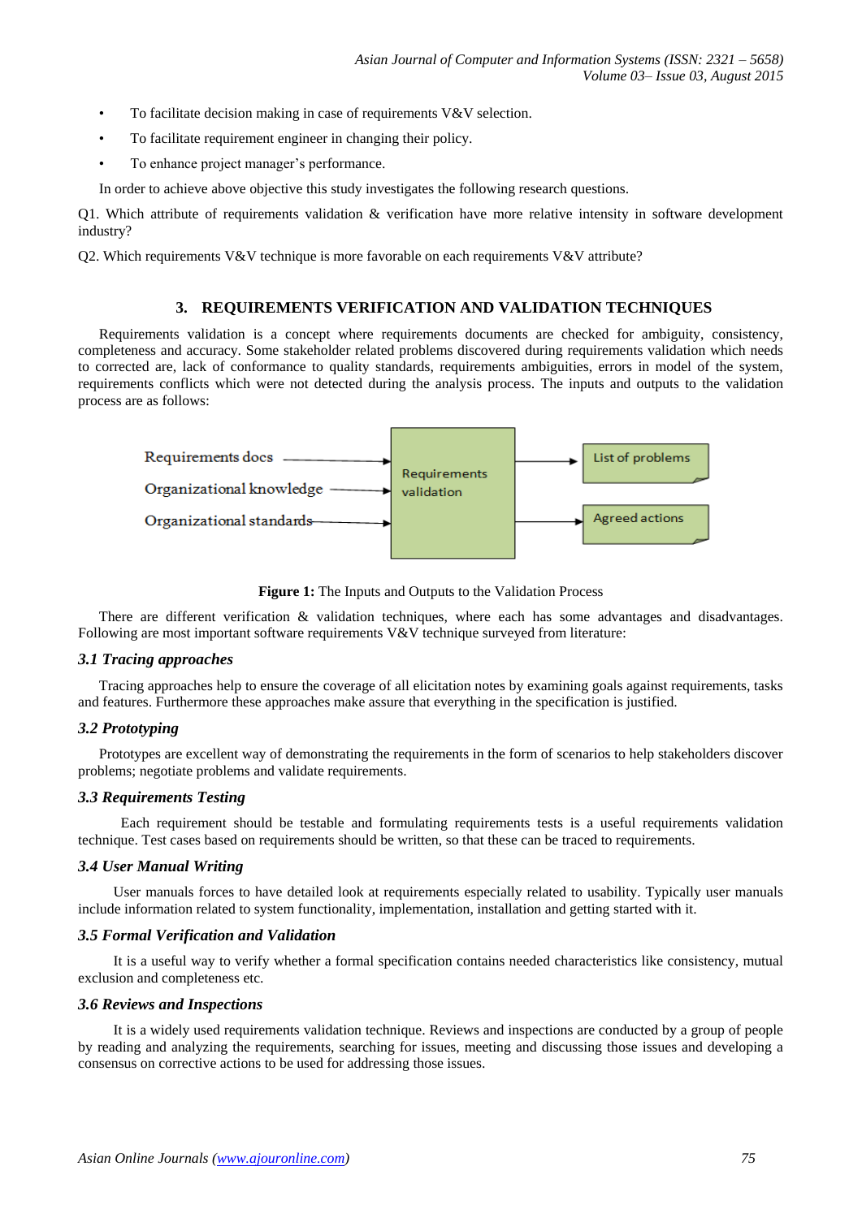- To facilitate decision making in case of requirements V&V selection.
- To facilitate requirement engineer in changing their policy.
- To enhance project manager's performance.

In order to achieve above objective this study investigates the following research questions.

Q1. Which attribute of requirements validation & verification have more relative intensity in software development industry?

Q2. Which requirements V&V technique is more favorable on each requirements V&V attribute?

## 3. REQUIREMENTS VERIFICATION AND VALIDATION TECHNIQUES

Requirements validation is a concept where requirements documents are checked for ambiguity, consistency, completeness and accuracy. Some stakeholder related problems discovered during requirements validation which needs to corrected are, lack of conformance to quality standards, requirements ambiguities, errors in model of the system, requirements conflicts which were not detected during the analysis process. The inputs and outputs to the validation process are as follows:

Requirements docs → Requirements validation
Organizational knowledge → Requirements validation
Organizational standards → Requirements validation
Requirements validation → List of problems
Requirements validation → Agreed actions

**Figure 1:** The Inputs and Outputs to the Validation Process

There are different verification & validation techniques, where each has some advantages and disadvantages. Following are most important software requirements V&V technique surveyed from literature:

### *3.1 Tracing approaches*

Tracing approaches help to ensure the coverage of all elicitation notes by examining goals against requirements, tasks and features. Furthermore these approaches make assure that everything in the specification is justified.

### *3.2 Prototyping*

Prototypes are excellent way of demonstrating the requirements in the form of scenarios to help stakeholders discover problems; negotiate problems and validate requirements.

### *3.3 Requirements Testing*

Each requirement should be testable and formulating requirements tests is a useful requirements validation technique. Test cases based on requirements should be written, so that these can be traced to requirements.

### *3.4 User Manual Writing*

User manuals forces to have detailed look at requirements especially related to usability. Typically user manuals include information related to system functionality, implementation, installation and getting started with it.

### *3.5 Formal Verification and Validation*

It is a useful way to verify whether a formal specification contains needed characteristics like consistency, mutual exclusion and completeness etc.

### *3.6 Reviews and Inspections*

It is a widely used requirements validation technique. Reviews and inspections are conducted by a group of people by reading and analyzing the requirements, searching for issues, meeting and discussing those issues and developing a consensus on corrective actions to be used for addressing those issues.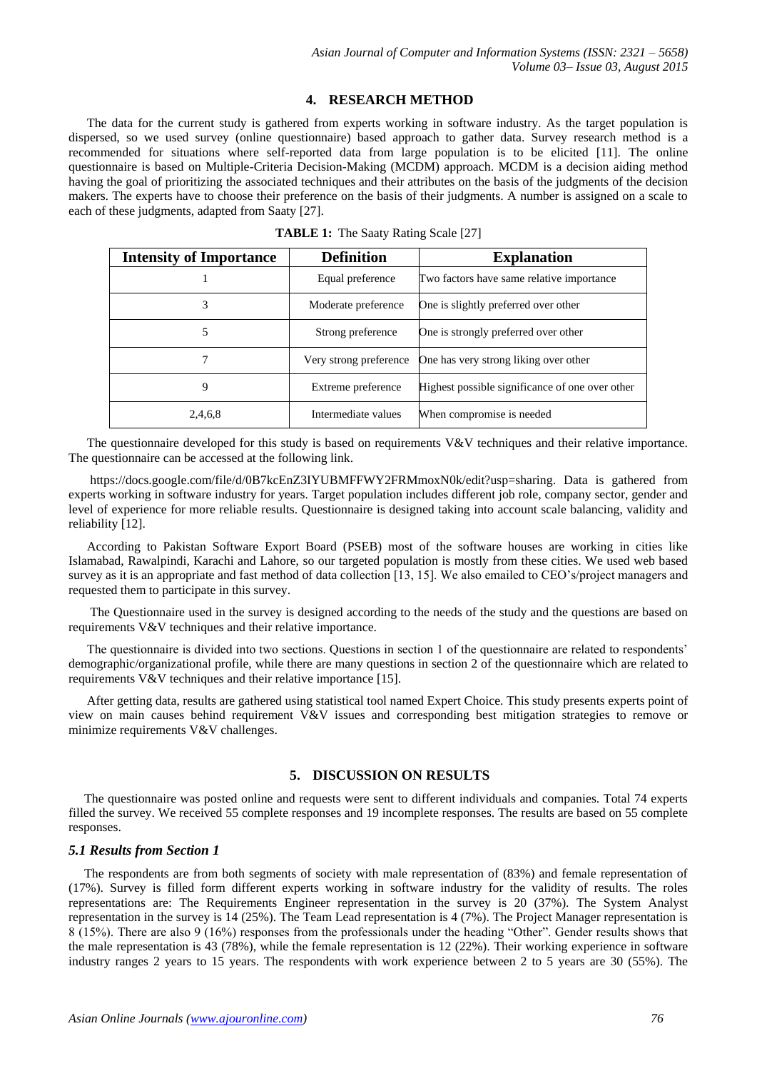## 4. RESEARCH METHOD

The data for the current study is gathered from experts working in software industry. As the target population is dispersed, so we used survey (online questionnaire) based approach to gather data. Survey research method is a recommended for situations where self-reported data from large population is to be elicited [11]. The online questionnaire is based on Multiple-Criteria Decision-Making (MCDM) approach. MCDM is a decision aiding method having the goal of prioritizing the associated techniques and their attributes on the basis of the judgments of the decision makers. The experts have to choose their preference on the basis of their judgments. A number is assigned on a scale to each of these judgments, adapted from Saaty [27].

**TABLE 1:** The Saaty Rating Scale [27]

| Intensity of Importance | Definition | Explanation |
|---|---|---|
| 1 | Equal preference | Two factors have same relative importance |
| 3 | Moderate preference | One is slightly preferred over other |
| 5 | Strong preference | One is strongly preferred over other |
| 7 | Very strong preference | One has very strong liking over other |
| 9 | Extreme preference | Highest possible significance of one over other |
| 2,4,6,8 | Intermediate values | When compromise is needed |

The questionnaire developed for this study is based on requirements V&V techniques and their relative importance. The questionnaire can be accessed at the following link.

https://docs.google.com/file/d/0B7kcEnZ3IYUBMFFWY2FRMmoxN0k/edit?usp=sharing. Data is gathered from experts working in software industry for years. Target population includes different job role, company sector, gender and level of experience for more reliable results. Questionnaire is designed taking into account scale balancing, validity and reliability [12].

According to Pakistan Software Export Board (PSEB) most of the software houses are working in cities like Islamabad, Rawalpindi, Karachi and Lahore, so our targeted population is mostly from these cities. We used web based survey as it is an appropriate and fast method of data collection [13, 15]. We also emailed to CEO's/project managers and requested them to participate in this survey.

The Questionnaire used in the survey is designed according to the needs of the study and the questions are based on requirements V&V techniques and their relative importance.

The questionnaire is divided into two sections. Questions in section 1 of the questionnaire are related to respondents' demographic/organizational profile, while there are many questions in section 2 of the questionnaire which are related to requirements V&V techniques and their relative importance [15].

After getting data, results are gathered using statistical tool named Expert Choice. This study presents experts point of view on main causes behind requirement V&V issues and corresponding best mitigation strategies to remove or minimize requirements V&V challenges.

## 5. DISCUSSION ON RESULTS

The questionnaire was posted online and requests were sent to different individuals and companies. Total 74 experts filled the survey. We received 55 complete responses and 19 incomplete responses. The results are based on 55 complete responses.

### *5.1 Results from Section 1*

The respondents are from both segments of society with male representation of (83%) and female representation of (17%). Survey is filled form different experts working in software industry for the validity of results. The roles representations are: The Requirements Engineer representation in the survey is 20 (37%). The System Analyst representation in the survey is 14 (25%). The Team Lead representation is 4 (7%). The Project Manager representation is 8 (15%). There are also 9 (16%) responses from the professionals under the heading "Other". Gender results shows that the male representation is 43 (78%), while the female representation is 12 (22%). Their working experience in software industry ranges 2 years to 15 years. The respondents with work experience between 2 to 5 years are 30 (55%). The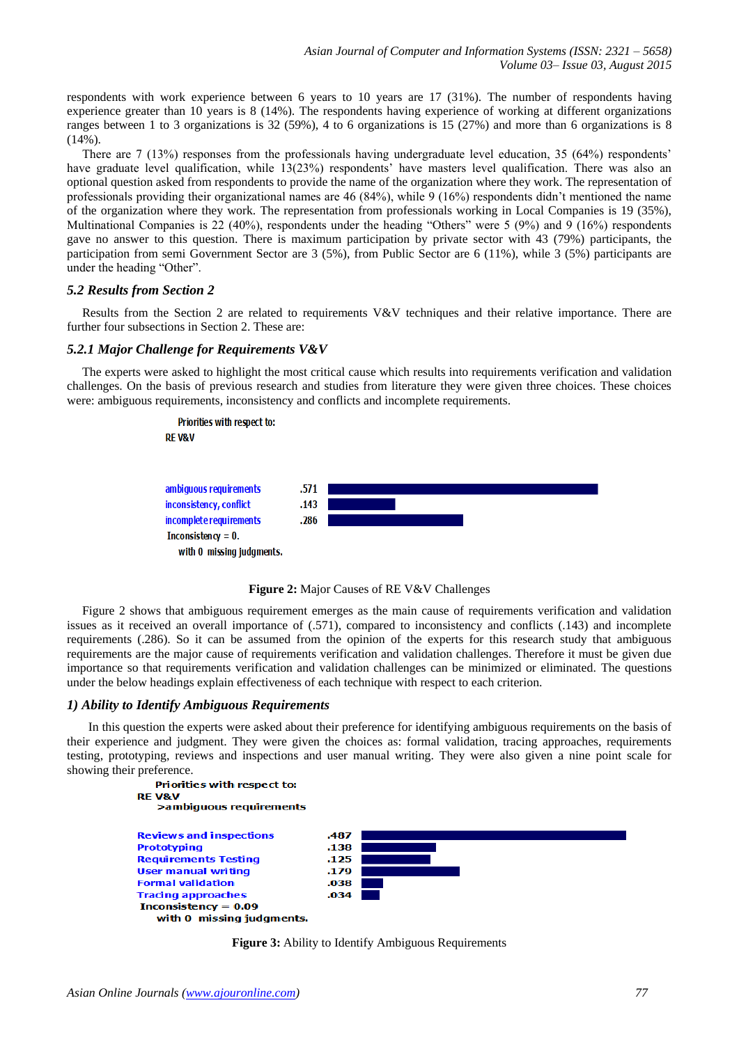respondents with work experience between 6 years to 10 years are 17 (31%). The number of respondents having experience greater than 10 years is 8 (14%). The respondents having experience of working at different organizations ranges between 1 to 3 organizations is 32 (59%), 4 to 6 organizations is 15 (27%) and more than 6 organizations is 8 (14%).

There are 7 (13%) responses from the professionals having undergraduate level education, 35 (64%) respondents' have graduate level qualification, while 13(23%) respondents' have masters level qualification. There was also an optional question asked from respondents to provide the name of the organization where they work. The representation of professionals providing their organizational names are 46 (84%), while 9 (16%) respondents didn't mentioned the name of the organization where they work. The representation from professionals working in Local Companies is 19 (35%), Multinational Companies is 22 (40%), respondents under the heading "Others" were 5 (9%) and 9 (16%) respondents gave no answer to this question. There is maximum participation by private sector with 43 (79%) participants, the participation from semi Government Sector are 3 (5%), from Public Sector are 6 (11%), while 3 (5%) participants are under the heading "Other".

### *5.2 Results from Section 2*

Results from the Section 2 are related to requirements V&V techniques and their relative importance. There are further four subsections in Section 2. These are:

### *5.2.1 Major Challenge for Requirements V&V*

The experts were asked to highlight the most critical cause which results into requirements verification and validation challenges. On the basis of previous research and studies from literature they were given three choices. These choices were: ambiguous requirements, inconsistency and conflicts and incomplete requirements.

Priorities with respect to:
RE V&V

| | |
|---|---|
| ambiguous requirements | .571 |
| inconsistency, conflict | .143 |
| incomplete requirements | .286 |

Inconsistency = 0.
with 0 missing judgments.

**Figure 2:** Major Causes of RE V&V Challenges

Figure 2 shows that ambiguous requirement emerges as the main cause of requirements verification and validation issues as it received an overall importance of (.571), compared to inconsistency and conflicts (.143) and incomplete requirements (.286). So it can be assumed from the opinion of the experts for this research study that ambiguous requirements are the major cause of requirements verification and validation challenges. Therefore it must be given due importance so that requirements verification and validation challenges can be minimized or eliminated. The questions under the below headings explain effectiveness of each technique with respect to each criterion.

### *1) Ability to Identify Ambiguous Requirements*

In this question the experts were asked about their preference for identifying ambiguous requirements on the basis of their experience and judgment. They were given the choices as: formal validation, tracing approaches, requirements testing, prototyping, reviews and inspections and user manual writing. They were also given a nine point scale for showing their preference.

Priorities with respect to:
RE V&V
>ambiguous requirements

| | |
|---|---|
| Reviews and inspections | .487 |
| Prototyping | .138 |
| Requirements Testing | .125 |
| User manual writing | .179 |
| Formal validation | .038 |
| Tracing approaches | .034 |

Inconsistency = 0.09
with 0 missing judgments.

**Figure 3:** Ability to Identify Ambiguous Requirements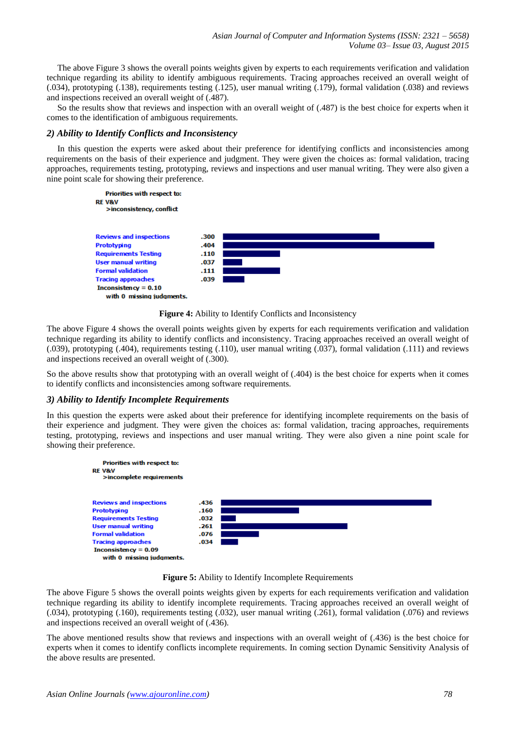The above Figure 3 shows the overall points weights given by experts to each requirements verification and validation technique regarding its ability to identify ambiguous requirements. Tracing approaches received an overall weight of (.034), prototyping (.138), requirements testing (.125), user manual writing (.179), formal validation (.038) and reviews and inspections received an overall weight of (.487).

So the results show that reviews and inspection with an overall weight of (.487) is the best choice for experts when it comes to the identification of ambiguous requirements.

### *2) Ability to Identify Conflicts and Inconsistency*

In this question the experts were asked about their preference for identifying conflicts and inconsistencies among requirements on the basis of their experience and judgment. They were given the choices as: formal validation, tracing approaches, requirements testing, prototyping, reviews and inspections and user manual writing. They were also given a nine point scale for showing their preference.

Priorities with respect to:
RE V&V
>inconsistency, conflict

| Technique | Weight |
|---|---|
| Reviews and inspections | .300 |
| Prototyping | .404 |
| Requirements Testing | .110 |
| User manual writing | .037 |
| Formal validation | .111 |
| Tracing approaches | .039 |

Inconsistency = 0.10
with 0 missing judgments.

**Figure 4:** Ability to Identify Conflicts and Inconsistency

The above Figure 4 shows the overall points weights given by experts for each requirements verification and validation technique regarding its ability to identify conflicts and inconsistency. Tracing approaches received an overall weight of (.039), prototyping (.404), requirements testing (.110), user manual writing (.037), formal validation (.111) and reviews and inspections received an overall weight of (.300).

So the above results show that prototyping with an overall weight of (.404) is the best choice for experts when it comes to identify conflicts and inconsistencies among software requirements.

### *3) Ability to Identify Incomplete Requirements*

In this question the experts were asked about their preference for identifying incomplete requirements on the basis of their experience and judgment. They were given the choices as: formal validation, tracing approaches, requirements testing, prototyping, reviews and inspections and user manual writing. They were also given a nine point scale for showing their preference.

Priorities with respect to:
RE V&V
>incomplete requirements

| Technique | Weight |
|---|---|
| Reviews and inspections | .436 |
| Prototyping | .160 |
| Requirements Testing | .032 |
| User manual writing | .261 |
| Formal validation | .076 |
| Tracing approaches | .034 |

Inconsistency = 0.09
with 0 missing judgments.

**Figure 5:** Ability to Identify Incomplete Requirements

The above Figure 5 shows the overall points weights given by experts for each requirements verification and validation technique regarding its ability to identify incomplete requirements. Tracing approaches received an overall weight of (.034), prototyping (.160), requirements testing (.032), user manual writing (.261), formal validation (.076) and reviews and inspections received an overall weight of (.436).

The above mentioned results show that reviews and inspections with an overall weight of (.436) is the best choice for experts when it comes to identify conflicts incomplete requirements. In coming section Dynamic Sensitivity Analysis of the above results are presented.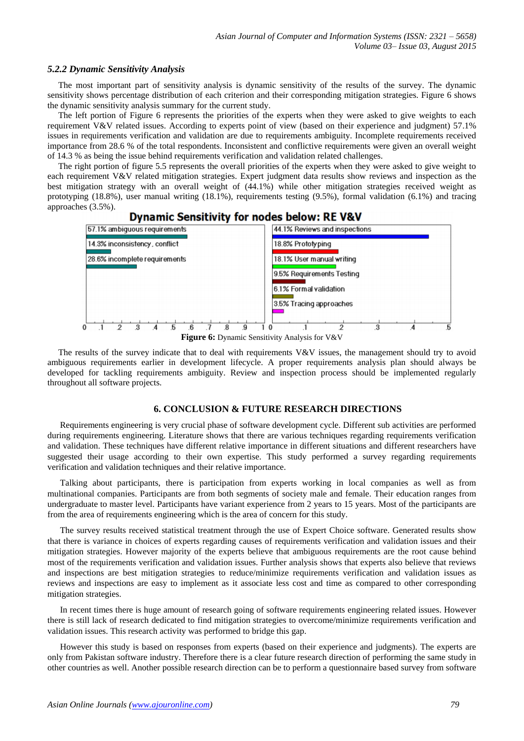### *5.2.2 Dynamic Sensitivity Analysis*

The most important part of sensitivity analysis is dynamic sensitivity of the results of the survey. The dynamic sensitivity shows percentage distribution of each criterion and their corresponding mitigation strategies. Figure 6 shows the dynamic sensitivity analysis summary for the current study.

The left portion of Figure 6 represents the priorities of the experts when they were asked to give weights to each requirement V&V related issues. According to experts point of view (based on their experience and judgment) 57.1% issues in requirements verification and validation are due to requirements ambiguity. Incomplete requirements received importance from 28.6 % of the total respondents. Inconsistent and conflictive requirements were given an overall weight of 14.3 % as being the issue behind requirements verification and validation related challenges.

The right portion of figure 5.5 represents the overall priorities of the experts when they were asked to give weight to each requirement V&V related mitigation strategies. Expert judgment data results show reviews and inspection as the best mitigation strategy with an overall weight of (44.1%) while other mitigation strategies received weight as prototyping (18.8%), user manual writing (18.1%), requirements testing (9.5%), formal validation (6.1%) and tracing approaches (3.5%).

**Dynamic Sensitivity for nodes below: RE V&V**

| Issues | Mitigation strategies |
|---|---|
| 57.1% ambiguous requirements | 44.1% Reviews and inspections |
| 14.3% inconsistency, conflict | 18.8% Prototyping |
| 28.6% incomplete requirements | 18.1% User manual writing |
| | 9.5% Requirements Testing |
| | 6.1% Formal validation |
| | 3.5% Tracing approaches |

**Figure 6:** Dynamic Sensitivity Analysis for V&V

The results of the survey indicate that to deal with requirements V&V issues, the management should try to avoid ambiguous requirements earlier in development lifecycle. A proper requirements analysis plan should always be developed for tackling requirements ambiguity. Review and inspection process should be implemented regularly throughout all software projects.

## 6. CONCLUSION & FUTURE RESEARCH DIRECTIONS

Requirements engineering is very crucial phase of software development cycle. Different sub activities are performed during requirements engineering. Literature shows that there are various techniques regarding requirements verification and validation. These techniques have different relative importance in different situations and different researchers have suggested their usage according to their own expertise. This study performed a survey regarding requirements verification and validation techniques and their relative importance.

Talking about participants, there is participation from experts working in local companies as well as from multinational companies. Participants are from both segments of society male and female. Their education ranges from undergraduate to master level. Participants have variant experience from 2 years to 15 years. Most of the participants are from the area of requirements engineering which is the area of concern for this study.

The survey results received statistical treatment through the use of Expert Choice software. Generated results show that there is variance in choices of experts regarding causes of requirements verification and validation issues and their mitigation strategies. However majority of the experts believe that ambiguous requirements are the root cause behind most of the requirements verification and validation issues. Further analysis shows that experts also believe that reviews and inspections are best mitigation strategies to reduce/minimize requirements verification and validation issues as reviews and inspections are easy to implement as it associate less cost and time as compared to other corresponding mitigation strategies.

In recent times there is huge amount of research going of software requirements engineering related issues. However there is still lack of research dedicated to find mitigation strategies to overcome/minimize requirements verification and validation issues. This research activity was performed to bridge this gap.

However this study is based on responses from experts (based on their experience and judgments). The experts are only from Pakistan software industry. Therefore there is a clear future research direction of performing the same study in other countries as well. Another possible research direction can be to perform a questionnaire based survey from software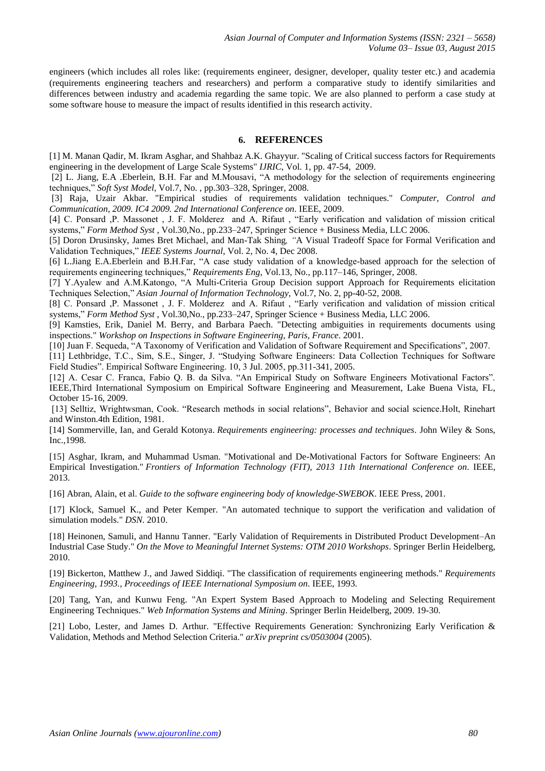engineers (which includes all roles like: (requirements engineer, designer, developer, quality tester etc.) and academia (requirements engineering teachers and researchers) and perform a comparative study to identify similarities and differences between industry and academia regarding the same topic. We are also planned to perform a case study at some software house to measure the impact of results identified in this research activity.

## 6. REFERENCES

[1] M. Manan Qadir, M. Ikram Asghar, and Shahbaz A.K. Ghayyur. "Scaling of Critical success factors for Requirements engineering in the development of Large Scale Systems" *IJRIC*, Vol. 1, pp. 47-54, 2009.

[2] L. Jiang, E.A .Eberlein, B.H. Far and M.Mousavi, "A methodology for the selection of requirements engineering techniques," *Soft Syst Model*, Vol.7, No. , pp.303–328, Springer, 2008.

[3] Raja, Uzair Akbar. "Empirical studies of requirements validation techniques." *Computer, Control and Communication, 2009. IC4 2009. 2nd International Conference on*. IEEE, 2009.

[4] C. Ponsard ,P. Massonet , J. F. Molderez and A. Rifaut , "Early verification and validation of mission critical systems," *Form Method Syst* , Vol.30,No., pp.233–247, Springer Science + Business Media, LLC 2006.

[5] Doron Drusinsky, James Bret Michael, and Man-Tak Shing, "A Visual Tradeoff Space for Formal Verification and Validation Techniques," *IEEE Systems Journal*, Vol. 2, No. 4, Dec 2008.

[6] L.Jiang E.A.Eberlein and B.H.Far, "A case study validation of a knowledge-based approach for the selection of requirements engineering techniques," *Requirements Eng*, Vol.13, No., pp.117–146, Springer, 2008.

[7] Y.Ayalew and A.M.Katongo, "A Multi-Criteria Group Decision support Approach for Requirements elicitation Techniques Selection," *Asian Journal of Information Technology*, Vol.7, No. 2, pp-40-52, 2008.

[8] C. Ponsard ,P. Massonet , J. F. Molderez and A. Rifaut , "Early verification and validation of mission critical systems," *Form Method Syst* , Vol.30,No., pp.233–247, Springer Science + Business Media, LLC 2006.

[9] Kamsties, Erik, Daniel M. Berry, and Barbara Paech. "Detecting ambiguities in requirements documents using inspections." *Workshop on Inspections in Software Engineering, Paris, France*. 2001.

[10] Juan F. Sequeda, "A Taxonomy of Verification and Validation of Software Requirement and Specifications", 2007.

[11] Lethbridge, T.C., Sim, S.E., Singer, J. "Studying Software Engineers: Data Collection Techniques for Software Field Studies". Empirical Software Engineering. 10, 3 Jul. 2005, pp.311-341, 2005.

[12] A. Cesar C. Franca, Fabio Q. B. da Silva. "An Empirical Study on Software Engineers Motivational Factors". IEEE,Third International Symposium on Empirical Software Engineering and Measurement, Lake Buena Vista, FL, October 15-16, 2009.

[13] Selltiz, Wrightwsman, Cook. "Research methods in social relations", Behavior and social science.Holt, Rinehart and Winston.4th Edition, 1981.

[14] Sommerville, Ian, and Gerald Kotonya. *Requirements engineering: processes and techniques*. John Wiley & Sons, Inc.,1998.

[15] Asghar, Ikram, and Muhammad Usman. "Motivational and De-Motivational Factors for Software Engineers: An Empirical Investigation." *Frontiers of Information Technology (FIT), 2013 11th International Conference on*. IEEE, 2013.

[16] Abran, Alain, et al. *Guide to the software engineering body of knowledge-SWEBOK*. IEEE Press, 2001.

[17] Klock, Samuel K., and Peter Kemper. "An automated technique to support the verification and validation of simulation models." *DSN*. 2010.

[18] Heinonen, Samuli, and Hannu Tanner. "Early Validation of Requirements in Distributed Product Development–An Industrial Case Study." *On the Move to Meaningful Internet Systems: OTM 2010 Workshops*. Springer Berlin Heidelberg, 2010.

[19] Bickerton, Matthew J., and Jawed Siddiqi. "The classification of requirements engineering methods." *Requirements Engineering, 1993., Proceedings of IEEE International Symposium on*. IEEE, 1993.

[20] Tang, Yan, and Kunwu Feng. "An Expert System Based Approach to Modeling and Selecting Requirement Engineering Techniques." *Web Information Systems and Mining*. Springer Berlin Heidelberg, 2009. 19-30.

[21] Lobo, Lester, and James D. Arthur. "Effective Requirements Generation: Synchronizing Early Verification & Validation, Methods and Method Selection Criteria." *arXiv preprint cs/0503004* (2005).